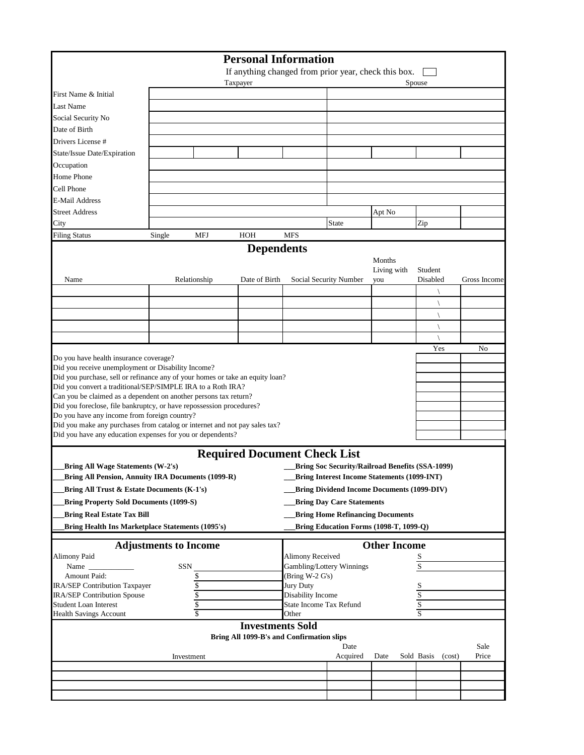# Personal Information

If anything changed from prior year, check this box. ☐

| | Taxpayer | | | | Spouse | | | |
|---|---|---|---|---|---|---|---|---|
| First Name & Initial | | | | | | | | |
| Last Name | | | | | | | | |
| Social Security No | | | | | | | | |
| Date of Birth | | | | | | | | |
| Drivers License # | | | | | | | | |
| State/Issue Date/Expiration | | | | | | | | |
| Occupation | | | | | | | | |
| Home Phone | | | | | | | | |
| Cell Phone | | | | | | | | |
| E-Mail Address | | | | | | | | |
| Street Address | | | | | | Apt No | | |
| City | | | | | State | | Zip | |
| Filing Status | Single | MFJ | HOH | MFS | | | | |

# Dependents

| Name | Relationship | Date of Birth | Social Security Number | Months Living with you | Student Disabled | Gross Income |
|---|---|---|---|---|---|---|
| | | | | | \ | |
| | | | | | \ | |
| | | | | | \ | |
| | | | | | \ | |
| | | | | | \ | |

| | Yes | No |
|---|---|---|
| Do you have health insurance coverage? | | |
| Did you receive unemployment or Disability Income? | | |
| Did you purchase, sell or refinance any of your homes or take an equity loan? | | |
| Did you convert a traditional/SEP/SIMPLE IRA to a Roth IRA? | | |
| Can you be claimed as a dependent on another persons tax return? | | |
| Did you foreclose, file bankruptcy, or have repossession procedures? | | |
| Do you have any income from foreign country? | | |
| Did you make any purchases from catalog or internet and not pay sales tax? | | |
| Did you have any education expenses for you or dependents? | | |

# Required Document Check List

- ___**Bring All Wage Statements (W-2's)**
- ___**Bring All Pension, Annuity IRA Documents (1099-R)**
- ___**Bring All Trust & Estate Documents (K-1's)**
- ___**Bring Property Sold Documents (1099-S)**
- ___**Bring Real Estate Tax Bill**
- ___**Bring Health Ins Marketplace Statements (1095's)**
- ___**Bring Soc Security/Railroad Benefits (SSA-1099)**
- ___**Bring Interest Income Statements (1099-INT)**
- ___**Bring Dividend Income Documents (1099-DIV)**
- ___**Bring Day Care Statements**
- ___**Bring Home Refinancing Documents**
- ___**Bring Education Forms (1098-T, 1099-Q)**

## Adjustments to Income

Alimony Paid

Name ___________ SSN ___________

Amount Paid: $

IRA/SEP Contribution Taxpayer $

IRA/SEP Contribution Spouse $

Student Loan Interest $

Health Savings Account $

## Other Income

Alimony Received S

Gambling/Lottery Winnings S

(Bring W-2 G's)

Jury Duty S

Disability Income S

State Income Tax Refund S

Other S

# Investments Sold

**Bring All 1099-B's and Confirmation slips**

| Investment | Date Acquired | Date Sold | Basis (cost) | Sale Price |
|---|---|---|---|---|
| | | | | |
| | | | | |
| | | | | |
| | | | | |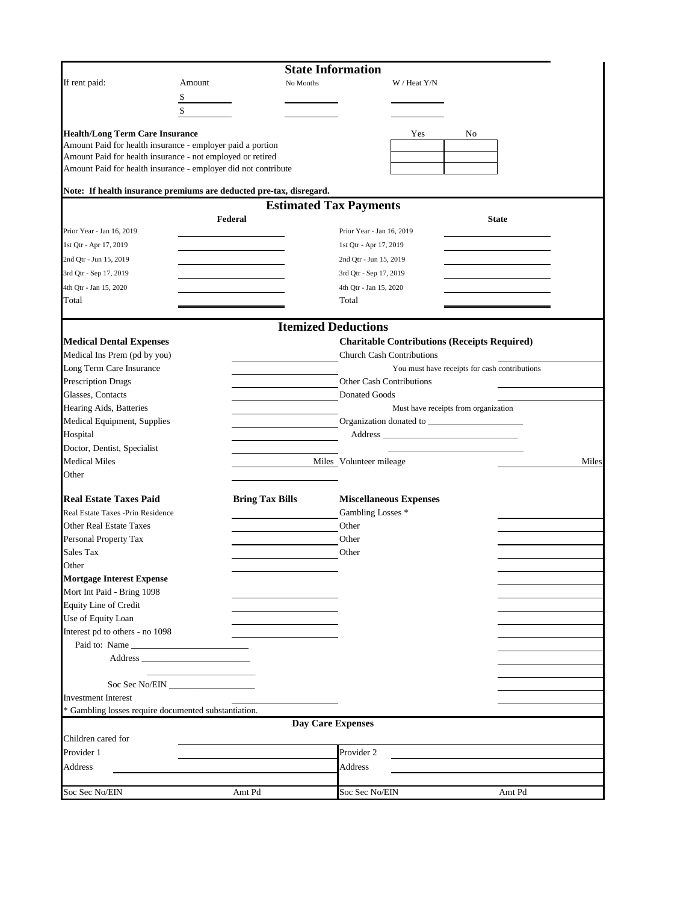## State Information

| If rent paid: | Amount | No Months | W / Heat Y/N |
|---|---|---|---|
| | $ | | |
| | $ | | |

**Health/Long Term Care Insurance**

| | Yes | No |
|---|---|---|
| Amount Paid for health insurance - employer paid a portion | | |
| Amount Paid for health insurance - not employed or retired | | |
| Amount Paid for health insurance - employer did not contribute | | |

**Note: If health insurance premiums are deducted pre-tax, disregard.**

## Estimated Tax Payments

| Federal | | State | |
|---|---|---|---|
| Prior Year - Jan 16, 2019 | | Prior Year - Jan 16, 2019 | |
| 1st Qtr - Apr 17, 2019 | | 1st Qtr - Apr 17, 2019 | |
| 2nd Qtr - Jun 15, 2019 | | 2nd Qtr - Jun 15, 2019 | |
| 3rd Qtr - Sep 17, 2019 | | 3rd Qtr - Sep 17, 2019 | |
| 4th Qtr - Jan 15, 2020 | | 4th Qtr - Jan 15, 2020 | |
| Total | | Total | |

## Itemized Deductions

**Medical Dental Expenses**

- Medical Ins Prem (pd by you) ____________
- Long Term Care Insurance ____________
- Prescription Drugs ____________
- Glasses, Contacts ____________
- Hearing Aids, Batteries ____________
- Medical Equipment, Supplies ____________
- Hospital ____________
- Doctor, Dentist, Specialist ____________
- Medical Miles ____________ Miles
- Other ____________

**Charitable Contributions (Receipts Required)**

- Church Cash Contributions ____________
  - You must have receipts for cash contributions
- Other Cash Contributions ____________
- Donated Goods ____________
  - Must have receipts from organization
- Organization donated to ____________
- Address ____________
- Volunteer mileage ____________ Miles

**Real Estate Taxes Paid** — **Bring Tax Bills**

- Real Estate Taxes -Prin Residence ____________
- Other Real Estate Taxes ____________
- Personal Property Tax ____________
- Sales Tax ____________
- Other ____________

**Miscellaneous Expenses**

- Gambling Losses * ____________
- Other ____________
- Other ____________
- Other ____________

**Mortgage Interest Expense**

- Mort Int Paid - Bring 1098 ____________
- Equity Line of Credit ____________
- Use of Equity Loan ____________
- Interest pd to others - no 1098 ____________
  - Paid to: Name ____________
  - Address ____________
  - Soc Sec No/EIN ____________
- Investment Interest ____________

* Gambling losses require documented substantiation.

## Day Care Expenses

Children cared for ____________

| Provider 1 | | Provider 2 | |
|---|---|---|---|
| Address | | Address | |
| Soc Sec No/EIN | Amt Pd | Soc Sec No/EIN | Amt Pd |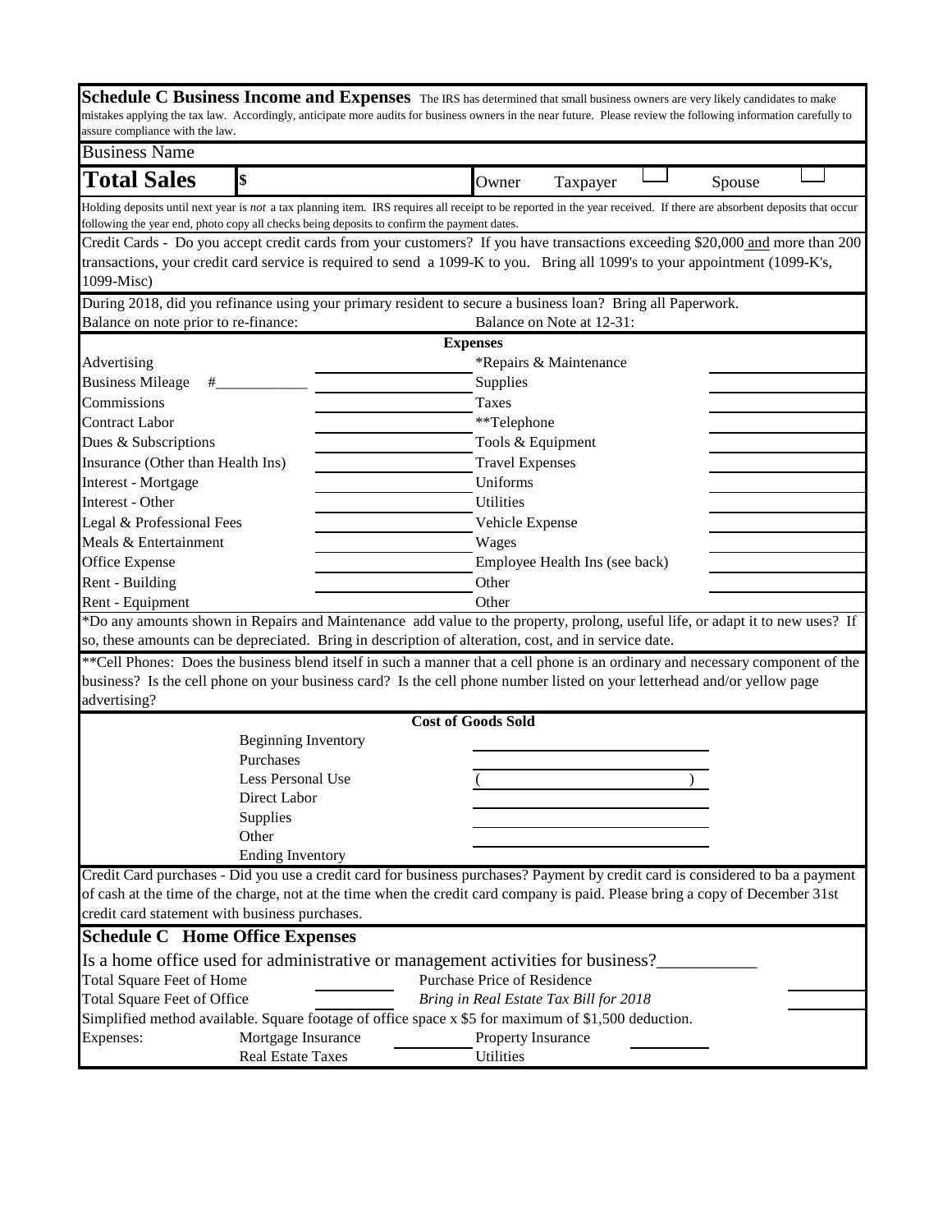## Schedule C Business Income and Expenses

The IRS has determined that small business owners are very likely candidates to make mistakes applying the tax law. Accordingly, anticipate more audits for business owners in the near future. Please review the following information carefully to assure compliance with the law.

Business Name

| **Total Sales** | $ | Owner | Taxpayer ☐ | Spouse ☐ |
|---|---|---|---|---|

Holding deposits until next year is *not* a tax planning item. IRS requires all receipt to be reported in the year received. If there are absorbent deposits that occur following the year end, photo copy all checks being deposits to confirm the payment dates.

Credit Cards - Do you accept credit cards from your customers? If you have transactions exceeding $20,000 and more than 200 transactions, your credit card service is required to send a 1099-K to you. Bring all 1099's to your appointment (1099-K's, 1099-Misc)

During 2018, did you refinance using your primary resident to secure a business loan? Bring all Paperwork.

Balance on note prior to re-finance: ________ Balance on Note at 12-31: ________

### Expenses

| Expense | Amount | Expense | Amount |
|---|---|---|---|
| Advertising | | *Repairs & Maintenance | |
| Business Mileage #____________ | | Supplies | |
| Commissions | | Taxes | |
| Contract Labor | | **Telephone | |
| Dues & Subscriptions | | Tools & Equipment | |
| Insurance (Other than Health Ins) | | Travel Expenses | |
| Interest - Mortgage | | Uniforms | |
| Interest - Other | | Utilities | |
| Legal & Professional Fees | | Vehicle Expense | |
| Meals & Entertainment | | Wages | |
| Office Expense | | Employee Health Ins (see back) | |
| Rent - Building | | Other | |
| Rent - Equipment | | Other | |

*Do any amounts shown in Repairs and Maintenance add value to the property, prolong, useful life, or adapt it to new uses? If so, these amounts can be depreciated. Bring in description of alteration, cost, and in service date.

**Cell Phones: Does the business blend itself in such a manner that a cell phone is an ordinary and necessary component of the business? Is the cell phone on your business card? Is the cell phone number listed on your letterhead and/or yellow page advertising?

### Cost of Goods Sold

| Item | Amount |
|---|---|
| Beginning Inventory | |
| Purchases | |
| Less Personal Use | ( ) |
| Direct Labor | |
| Supplies | |
| Other | |
| Ending Inventory | |

Credit Card purchases - Did you use a credit card for business purchases? Payment by credit card is considered to ba a payment of cash at the time of the charge, not at the time when the credit card company is paid. Please bring a copy of December 31st credit card statement with business purchases.

## Schedule C Home Office Expenses

Is a home office used for administrative or management activities for business?___________

| | | | |
|---|---|---|---|
| Total Square Feet of Home | | Purchase Price of Residence | |
| Total Square Feet of Office | | *Bring in Real Estate Tax Bill for 2018* | |

Simplified method available. Square footage of office space x $5 for maximum of $1,500 deduction.

| Expenses: | | | |
|---|---|---|---|
| Mortgage Insurance | | Property Insurance | |
| Real Estate Taxes | | Utilities | |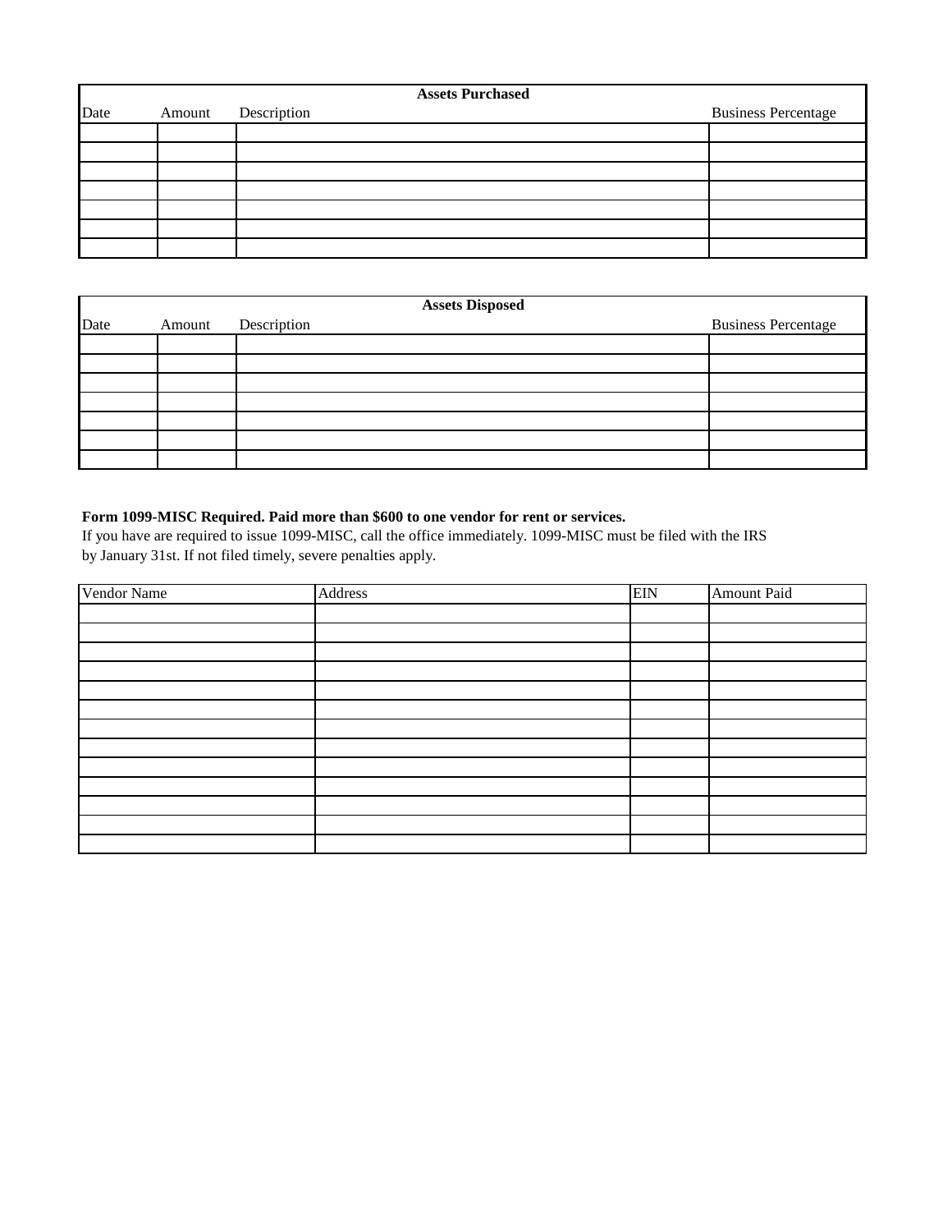| Assets Purchased | | | |
|---|---|---|---|
| Date | Amount | Description | Business Percentage |
| | | | |
| | | | |
| | | | |
| | | | |
| | | | |
| | | | |
| | | | |

| Assets Disposed | | | |
|---|---|---|---|
| Date | Amount | Description | Business Percentage |
| | | | |
| | | | |
| | | | |
| | | | |
| | | | |
| | | | |
| | | | |

**Form 1099-MISC Required. Paid more than $600 to one vendor for rent or services.**
If you have are required to issue 1099-MISC, call the office immediately. 1099-MISC must be filed with the IRS by January 31st. If not filed timely, severe penalties apply.

| Vendor Name | Address | EIN | Amount Paid |
|---|---|---|---|
| | | | |
| | | | |
| | | | |
| | | | |
| | | | |
| | | | |
| | | | |
| | | | |
| | | | |
| | | | |
| | | | |
| | | | |
| | | | |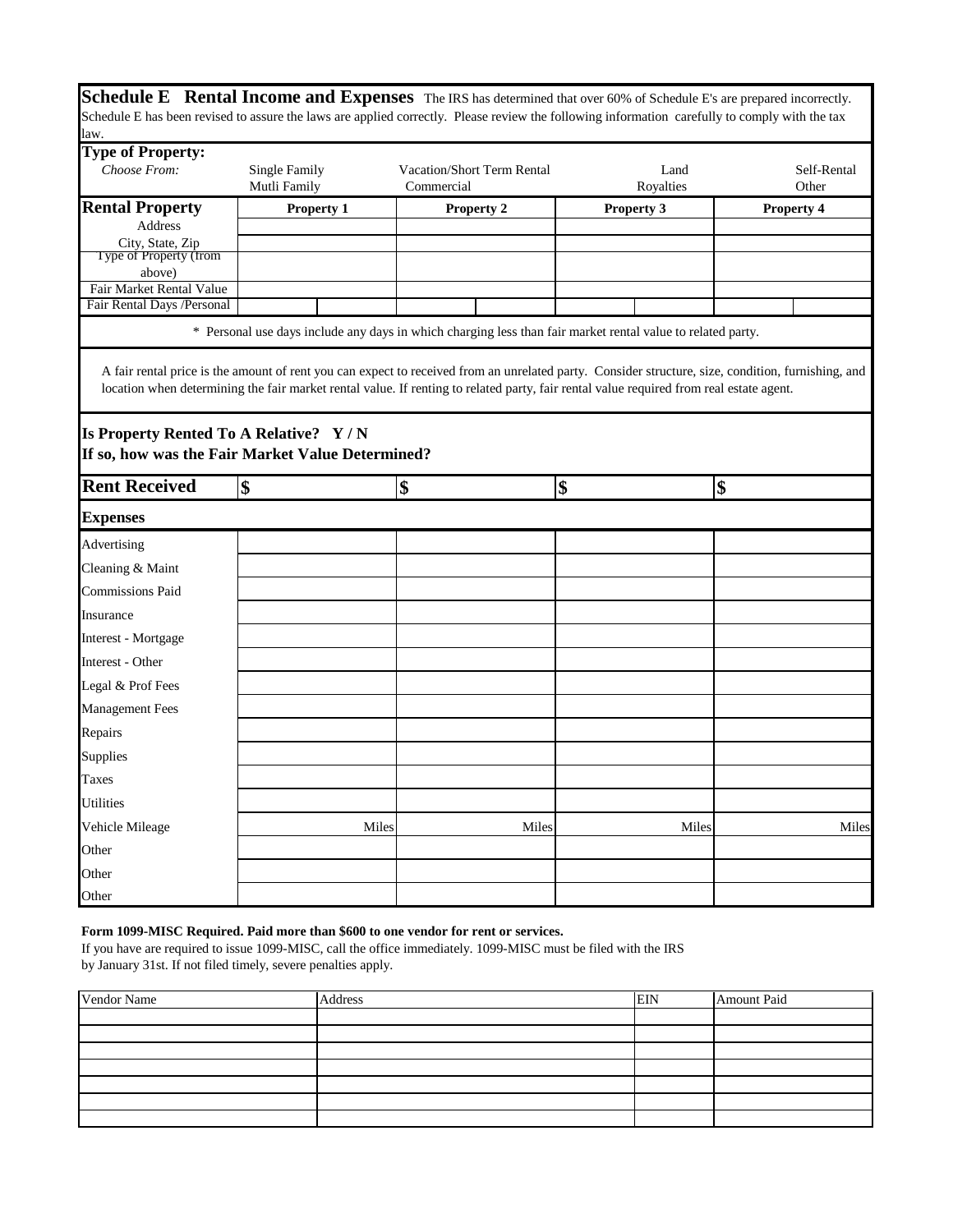## Schedule E Rental Income and Expenses

The IRS has determined that over 60% of Schedule E's are prepared incorrectly. Schedule E has been revised to assure the laws are applied correctly. Please review the following information carefully to comply with the tax law.

**Type of Property:**

| *Choose From:* | Single Family | Vacation/Short Term Rental | Land | Self-Rental |
|---|---|---|---|---|
| | Mutli Family | Commercial | Royalties | Other |

| **Rental Property** | **Property 1** | | **Property 2** | | **Property 3** | | **Property 4** | |
|---|---|---|---|---|---|---|---|---|
| Address | | | | | | | | |
| City, State, Zip | | | | | | | | |
| Type of Property (from above) | | | | | | | | |
| Fair Market Rental Value | | | | | | | | |
| Fair Rental Days /Personal | | | | | | | | |

\* Personal use days include any days in which charging less than fair market rental value to related party.

A fair rental price is the amount of rent you can expect to received from an unrelated party. Consider structure, size, condition, furnishing, and location when determining the fair market rental value. If renting to related party, fair rental value required from real estate agent.

**Is Property Rented To A Relative? Y / N**
**If so, how was the Fair Market Value Determined?**

| **Rent Received** | **$** | **$** | **$** | **$** |
|---|---|---|---|---|
| **Expenses** | | | | |
| Advertising | | | | |
| Cleaning & Maint | | | | |
| Commissions Paid | | | | |
| Insurance | | | | |
| Interest - Mortgage | | | | |
| Interest - Other | | | | |
| Legal & Prof Fees | | | | |
| Management Fees | | | | |
| Repairs | | | | |
| Supplies | | | | |
| Taxes | | | | |
| Utilities | | | | |
| Vehicle Mileage | Miles | Miles | Miles | Miles |
| Other | | | | |
| Other | | | | |
| Other | | | | |

**Form 1099-MISC Required. Paid more than $600 to one vendor for rent or services.**
If you have are required to issue 1099-MISC, call the office immediately. 1099-MISC must be filed with the IRS by January 31st. If not filed timely, severe penalties apply.

| Vendor Name | Address | EIN | Amount Paid |
|---|---|---|---|
| | | | |
| | | | |
| | | | |
| | | | |
| | | | |
| | | | |
| | | | |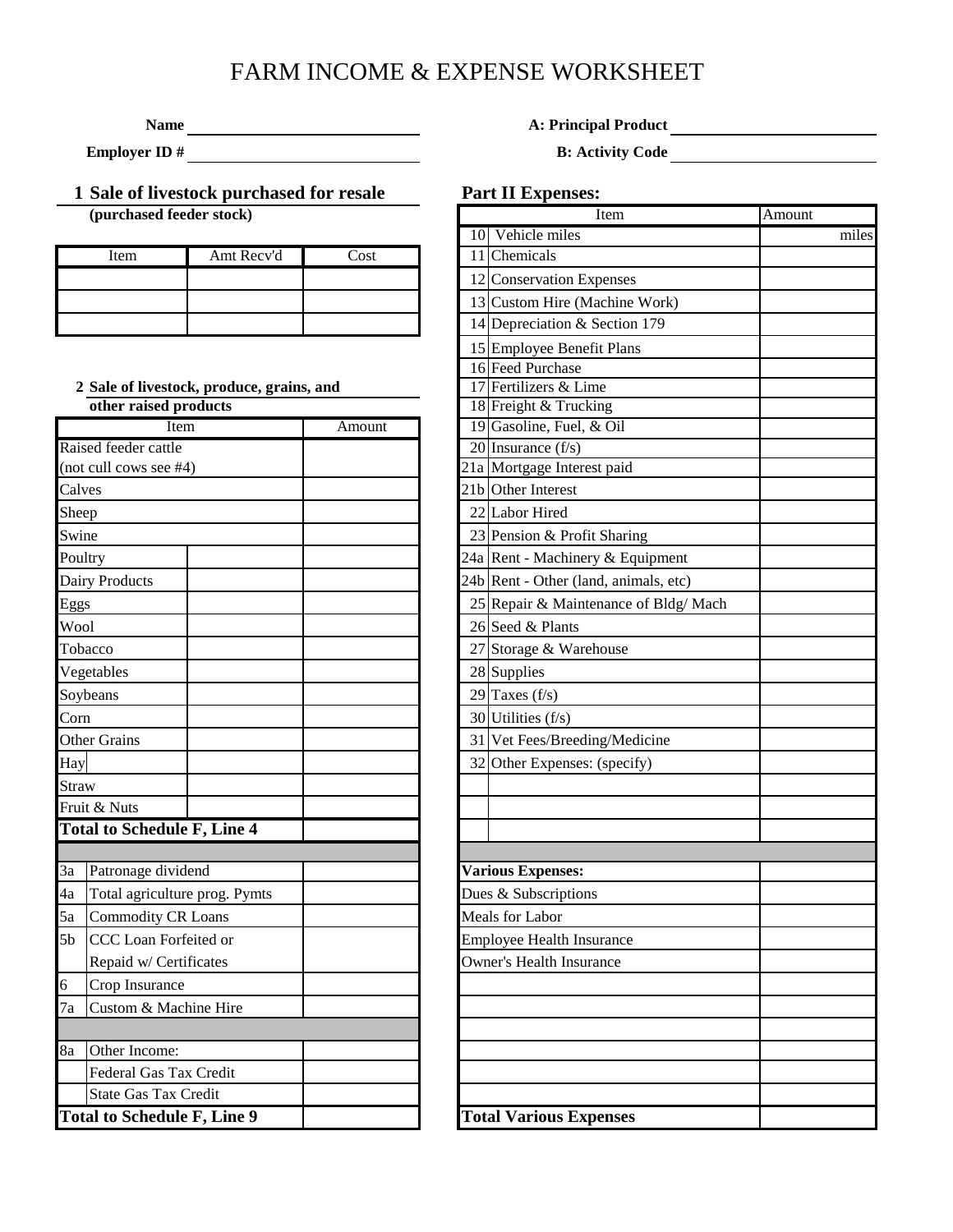# FARM INCOME & EXPENSE WORKSHEET

**Name** ______________________

**Employer ID #** ______________________

**A: Principal Product** ______________________

**B: Activity Code** ______________________

## 1 Sale of livestock purchased for resale

**(purchased feeder stock)**

| Item | Amt Recv'd | Cost |
|---|---|---|
| | | |
| | | |
| | | |

## 2 Sale of livestock, produce, grains, and other raised products

| Item | | Amount |
|---|---|---|
| Raised feeder cattle (not cull cows see #4) | | |
| Calves | | |
| Sheep | | |
| Swine | | |
| Poultry | | |
| Dairy Products | | |
| Eggs | | |
| Wool | | |
| Tobacco | | |
| Vegetables | | |
| Soybeans | | |
| Corn | | |
| Other Grains | | |
| Hay | | |
| Straw | | |
| Fruit & Nuts | | |
| **Total to Schedule F, Line 4** | | |

| | Item | Amount |
|---|---|---|
| 3a | Patronage dividend | |
| 4a | Total agriculture prog. Pymts | |
| 5a | Commodity CR Loans | |
| 5b | CCC Loan Forfeited or Repaid w/ Certificates | |
| 6 | Crop Insurance | |
| 7a | Custom & Machine Hire | |
| | | |
| 8a | Other Income: | |
| | Federal Gas Tax Credit | |
| | State Gas Tax Credit | |
| **Total to Schedule F, Line 9** | | |

## Part II Expenses:

| | Item | Amount |
|---|---|---|
| 10 | Vehicle miles | miles |
| 11 | Chemicals | |
| 12 | Conservation Expenses | |
| 13 | Custom Hire (Machine Work) | |
| 14 | Depreciation & Section 179 | |
| 15 | Employee Benefit Plans | |
| 16 | Feed Purchase | |
| 17 | Fertilizers & Lime | |
| 18 | Freight & Trucking | |
| 19 | Gasoline, Fuel, & Oil | |
| 20 | Insurance (f/s) | |
| 21a | Mortgage Interest paid | |
| 21b | Other Interest | |
| 22 | Labor Hired | |
| 23 | Pension & Profit Sharing | |
| 24a | Rent - Machinery & Equipment | |
| 24b | Rent - Other (land, animals, etc) | |
| 25 | Repair & Maintenance of Bldg/ Mach | |
| 26 | Seed & Plants | |
| 27 | Storage & Warehouse | |
| 28 | Supplies | |
| 29 | Taxes (f/s) | |
| 30 | Utilities (f/s) | |
| 31 | Vet Fees/Breeding/Medicine | |
| 32 | Other Expenses: (specify) | |
| | | |
| | | |
| | | |

| **Various Expenses:** | |
|---|---|
| Dues & Subscriptions | |
| Meals for Labor | |
| Employee Health Insurance | |
| Owner's Health Insurance | |
| | |
| | |
| | |
| | |
| | |
| **Total Various Expenses** | |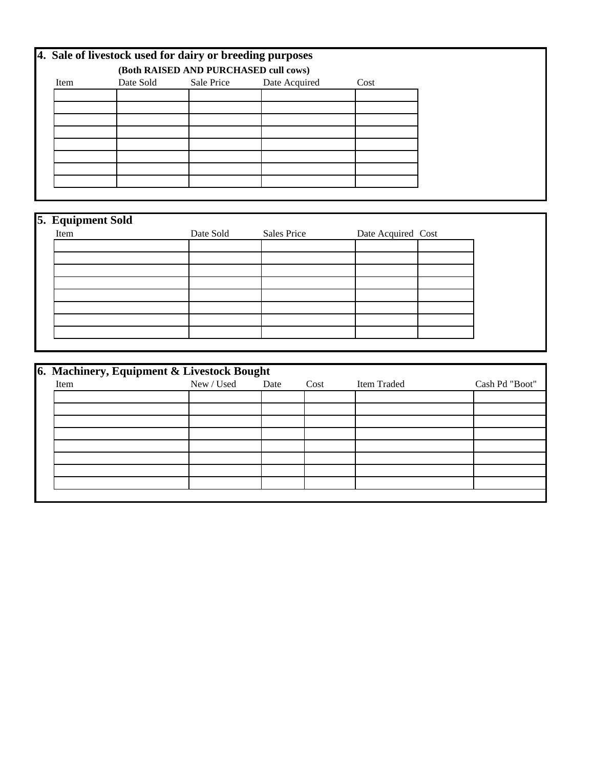## 4. Sale of livestock used for dairy or breeding purposes

**(Both RAISED AND PURCHASED cull cows)**

| Item | Date Sold | Sale Price | Date Acquired | Cost |
|---|---|---|---|---|
| | | | | |
| | | | | |
| | | | | |
| | | | | |
| | | | | |
| | | | | |
| | | | | |
| | | | | |

## 5. Equipment Sold

| Item | Date Sold | Sales Price | Date Acquired | Cost |
|---|---|---|---|---|
| | | | | |
| | | | | |
| | | | | |
| | | | | |
| | | | | |
| | | | | |
| | | | | |
| | | | | |

## 6. Machinery, Equipment & Livestock Bought

| Item | New / Used | Date | Cost | Item Traded | Cash Pd "Boot" |
|---|---|---|---|---|---|
| | | | | | |
| | | | | | |
| | | | | | |
| | | | | | |
| | | | | | |
| | | | | | |
| | | | | | |
| | | | | | |